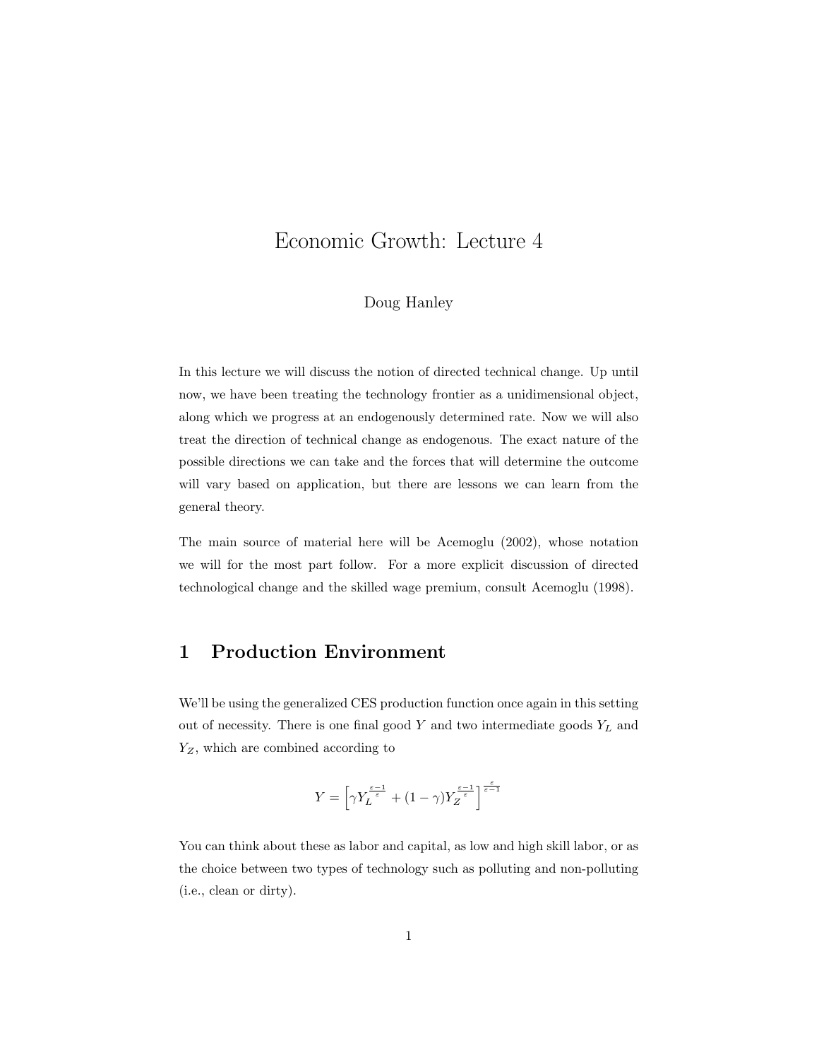# Economic Growth: Lecture 4

Doug Hanley

In this lecture we will discuss the notion of directed technical change. Up until now, we have been treating the technology frontier as a unidimensional object, along which we progress at an endogenously determined rate. Now we will also treat the direction of technical change as endogenous. The exact nature of the possible directions we can take and the forces that will determine the outcome will vary based on application, but there are lessons we can learn from the general theory.

The main source of material here will be Acemoglu (2002), whose notation we will for the most part follow. For a more explicit discussion of directed technological change and the skilled wage premium, consult Acemoglu (1998).

## 1 Production Environment

We'll be using the generalized CES production function once again in this setting out of necessity. There is one final good $Y$ and two intermediate goods $Y_L$ and $Y_Z$, which are combined according to

$$Y = \left[\gamma Y_L^{\frac{\varepsilon-1}{\varepsilon}} + (1-\gamma) Y_Z^{\frac{\varepsilon-1}{\varepsilon}}\right]^{\frac{\varepsilon}{\varepsilon-1}}$$

You can think about these as labor and capital, as low and high skill labor, or as the choice between two types of technology such as polluting and non-polluting (i.e., clean or dirty).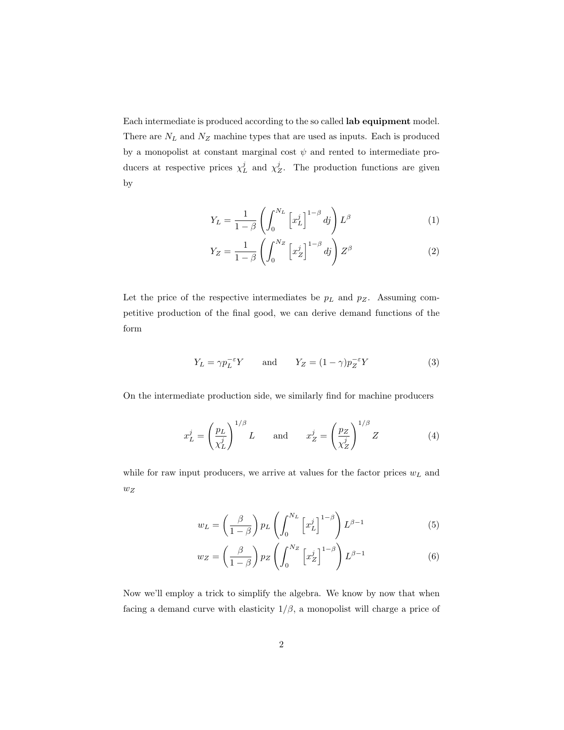Each intermediate is produced according to the so called **lab equipment** model. There are $N_L$ and $N_Z$ machine types that are used as inputs. Each is produced by a monopolist at constant marginal cost $\psi$ and rented to intermediate producers at respective prices $\chi_L^j$ and $\chi_Z^j$. The production functions are given by

$$Y_L = \frac{1}{1-\beta}\left(\int_0^{N_L}\left[x_L^j\right]^{1-\beta}dj\right)L^\beta \tag{1}$$

$$Y_Z = \frac{1}{1-\beta}\left(\int_0^{N_Z}\left[x_Z^j\right]^{1-\beta}dj\right)Z^\beta \tag{2}$$

Let the price of the respective intermediates be $p_L$ and $p_Z$. Assuming competitive production of the final good, we can derive demand functions of the form

$$Y_L = \gamma p_L^{-\varepsilon}Y \qquad \text{and} \qquad Y_Z = (1-\gamma)p_Z^{-\varepsilon}Y \tag{3}$$

On the intermediate production side, we similarly find for machine producers

$$x_L^j = \left(\frac{p_L}{\chi_L^j}\right)^{1/\beta}L \qquad \text{and} \qquad x_Z^j = \left(\frac{p_Z}{\chi_Z^j}\right)^{1/\beta}Z \tag{4}$$

while for raw input producers, we arrive at values for the factor prices $w_L$ and $w_Z$

$$w_L = \left(\frac{\beta}{1-\beta}\right)p_L\left(\int_0^{N_L}\left[x_L^j\right]^{1-\beta}\right)L^{\beta-1} \tag{5}$$

$$w_Z = \left(\frac{\beta}{1-\beta}\right)p_Z\left(\int_0^{N_Z}\left[x_Z^j\right]^{1-\beta}\right)L^{\beta-1} \tag{6}$$

Now we'll employ a trick to simplify the algebra. We know by now that when facing a demand curve with elasticity $1/\beta$, a monopolist will charge a price of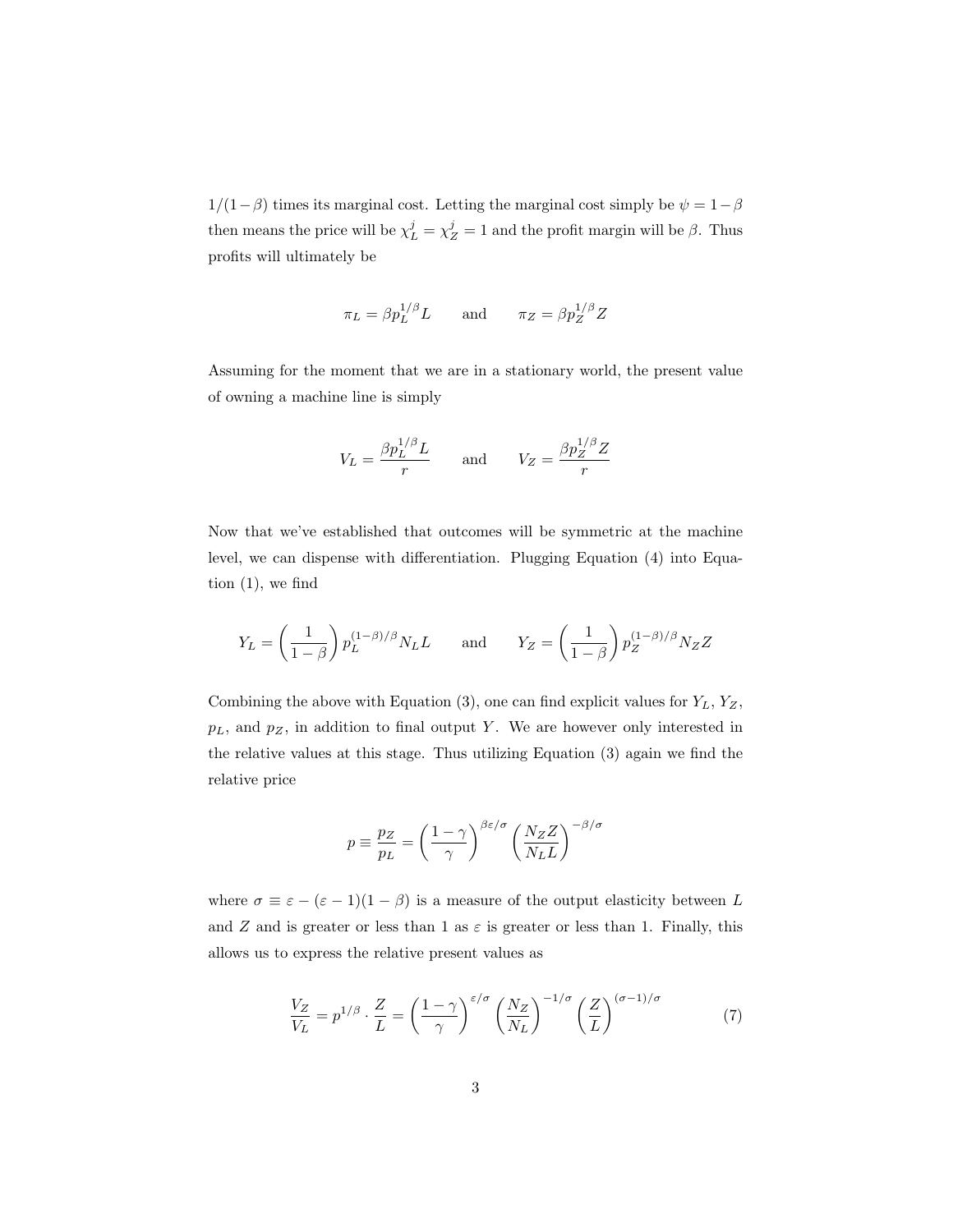$1/(1-\beta)$ times its marginal cost. Letting the marginal cost simply be $\psi = 1-\beta$ then means the price will be $\chi_L^j = \chi_Z^j = 1$ and the profit margin will be $\beta$. Thus profits will ultimately be

$$\pi_L = \beta p_L^{1/\beta} L \qquad \text{and} \qquad \pi_Z = \beta p_Z^{1/\beta} Z$$

Assuming for the moment that we are in a stationary world, the present value of owning a machine line is simply

$$V_L = \frac{\beta p_L^{1/\beta} L}{r} \qquad \text{and} \qquad V_Z = \frac{\beta p_Z^{1/\beta} Z}{r}$$

Now that we've established that outcomes will be symmetric at the machine level, we can dispense with differentiation. Plugging Equation (4) into Equation (1), we find

$$Y_L = \left(\frac{1}{1-\beta}\right) p_L^{(1-\beta)/\beta} N_L L \qquad \text{and} \qquad Y_Z = \left(\frac{1}{1-\beta}\right) p_Z^{(1-\beta)/\beta} N_Z Z$$

Combining the above with Equation (3), one can find explicit values for $Y_L$, $Y_Z$, $p_L$, and $p_Z$, in addition to final output $Y$. We are however only interested in the relative values at this stage. Thus utilizing Equation (3) again we find the relative price

$$p \equiv \frac{p_Z}{p_L} = \left(\frac{1-\gamma}{\gamma}\right)^{\beta\varepsilon/\sigma} \left(\frac{N_Z Z}{N_L L}\right)^{-\beta/\sigma}$$

where $\sigma \equiv \varepsilon - (\varepsilon - 1)(1-\beta)$ is a measure of the output elasticity between $L$ and $Z$ and is greater or less than 1 as $\varepsilon$ is greater or less than 1. Finally, this allows us to express the relative present values as

$$\frac{V_Z}{V_L} = p^{1/\beta} \cdot \frac{Z}{L} = \left(\frac{1-\gamma}{\gamma}\right)^{\varepsilon/\sigma} \left(\frac{N_Z}{N_L}\right)^{-1/\sigma} \left(\frac{Z}{L}\right)^{(\sigma-1)/\sigma} \tag{7}$$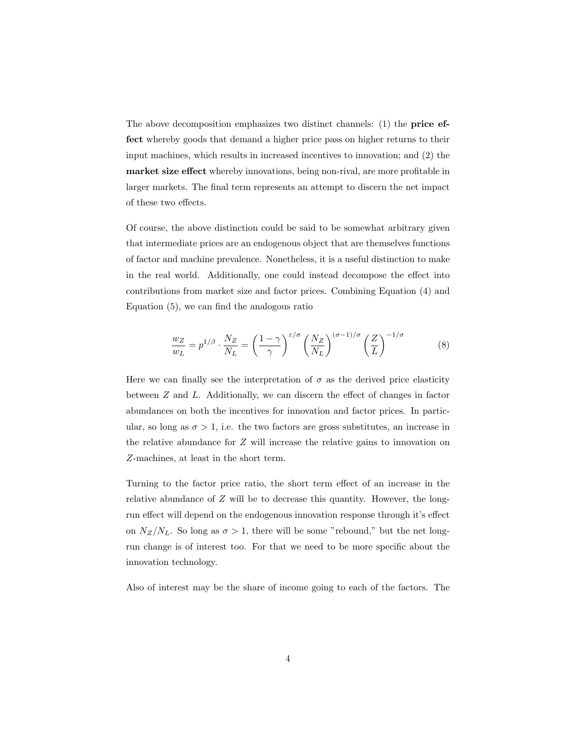The above decomposition emphasizes two distinct channels: (1) the **price effect** whereby goods that demand a higher price pass on higher returns to their input machines, which results in increased incentives to innovation; and (2) the **market size effect** whereby innovations, being non-rival, are more profitable in larger markets. The final term represents an attempt to discern the net impact of these two effects.

Of course, the above distinction could be said to be somewhat arbitrary given that intermediate prices are an endogenous object that are themselves functions of factor and machine prevalence. Nonetheless, it is a useful distinction to make in the real world. Additionally, one could instead decompose the effect into contributions from market size and factor prices. Combining Equation (4) and Equation (5), we can find the analogous ratio

$$\frac{w_Z}{w_L} = p^{1/\beta} \cdot \frac{N_Z}{N_L} = \left(\frac{1-\gamma}{\gamma}\right)^{\varepsilon/\sigma} \left(\frac{N_Z}{N_L}\right)^{(\sigma-1)/\sigma} \left(\frac{Z}{L}\right)^{-1/\sigma} \tag{8}$$

Here we can finally see the interpretation of $\sigma$ as the derived price elasticity between $Z$ and $L$. Additionally, we can discern the effect of changes in factor abundances on both the incentives for innovation and factor prices. In particular, so long as $\sigma > 1$, i.e. the two factors are gross substitutes, an increase in the relative abundance for $Z$ will increase the relative gains to innovation on $Z$-machines, at least in the short term.

Turning to the factor price ratio, the short term effect of an increase in the relative abundance of $Z$ will be to decrease this quantity. However, the long-run effect will depend on the endogenous innovation response through it's effect on $N_Z/N_L$. So long as $\sigma > 1$, there will be some "rebound," but the net long-run change is of interest too. For that we need to be more specific about the innovation technology.

Also of interest may be the share of income going to each of the factors. The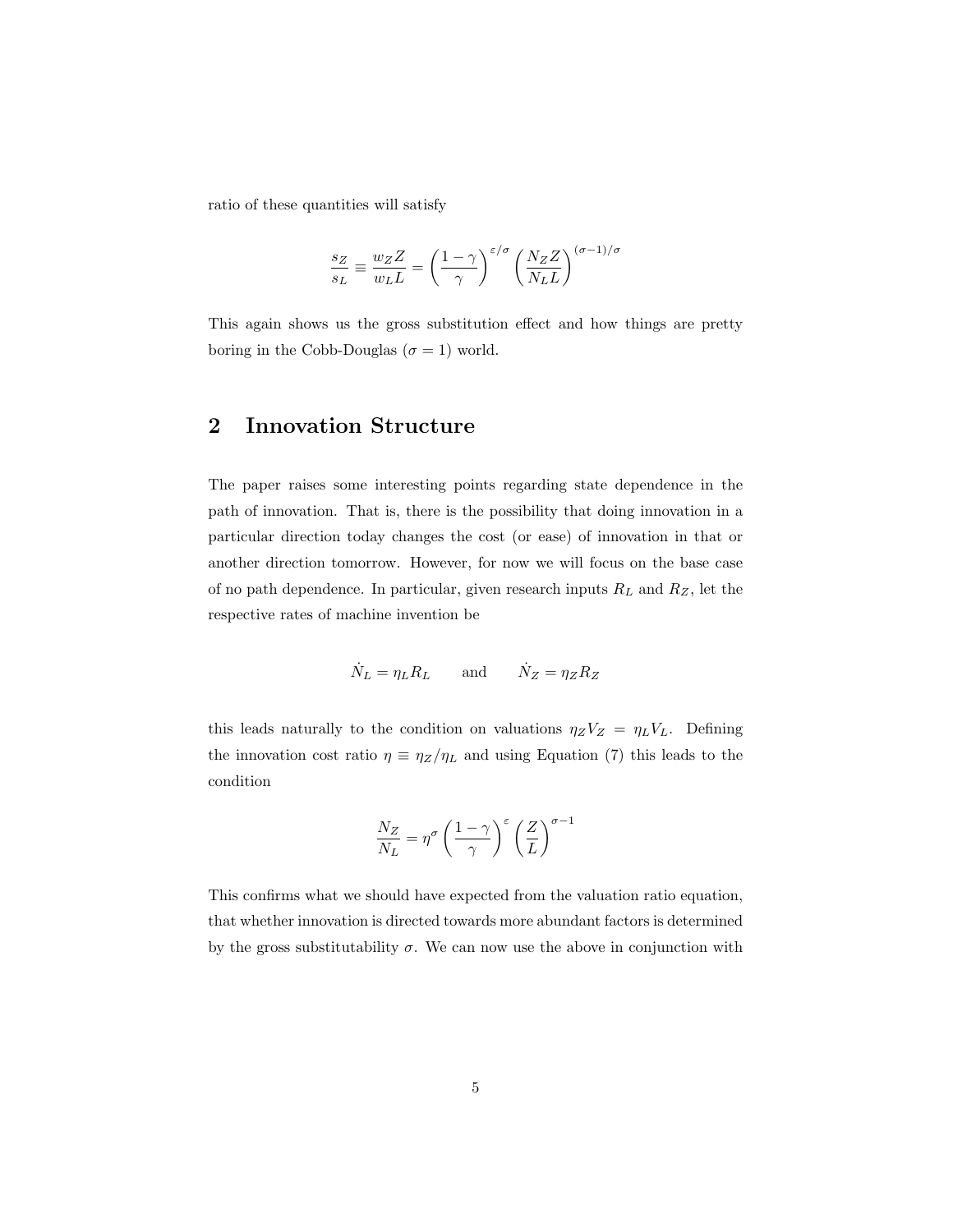ratio of these quantities will satisfy

$$\frac{s_Z}{s_L} \equiv \frac{w_Z Z}{w_L L} = \left(\frac{1-\gamma}{\gamma}\right)^{\varepsilon/\sigma} \left(\frac{N_Z Z}{N_L L}\right)^{(\sigma-1)/\sigma}$$

This again shows us the gross substitution effect and how things are pretty boring in the Cobb-Douglas ($\sigma = 1$) world.

## 2 Innovation Structure

The paper raises some interesting points regarding state dependence in the path of innovation. That is, there is the possibility that doing innovation in a particular direction today changes the cost (or ease) of innovation in that or another direction tomorrow. However, for now we will focus on the base case of no path dependence. In particular, given research inputs $R_L$ and $R_Z$, let the respective rates of machine invention be

$$\dot{N}_L = \eta_L R_L \qquad \text{and} \qquad \dot{N}_Z = \eta_Z R_Z$$

this leads naturally to the condition on valuations $\eta_Z V_Z = \eta_L V_L$. Defining the innovation cost ratio $\eta \equiv \eta_Z / \eta_L$ and using Equation (7) this leads to the condition

$$\frac{N_Z}{N_L} = \eta^{\sigma} \left(\frac{1-\gamma}{\gamma}\right)^{\varepsilon} \left(\frac{Z}{L}\right)^{\sigma-1}$$

This confirms what we should have expected from the valuation ratio equation, that whether innovation is directed towards more abundant factors is determined by the gross substitutability $\sigma$. We can now use the above in conjunction with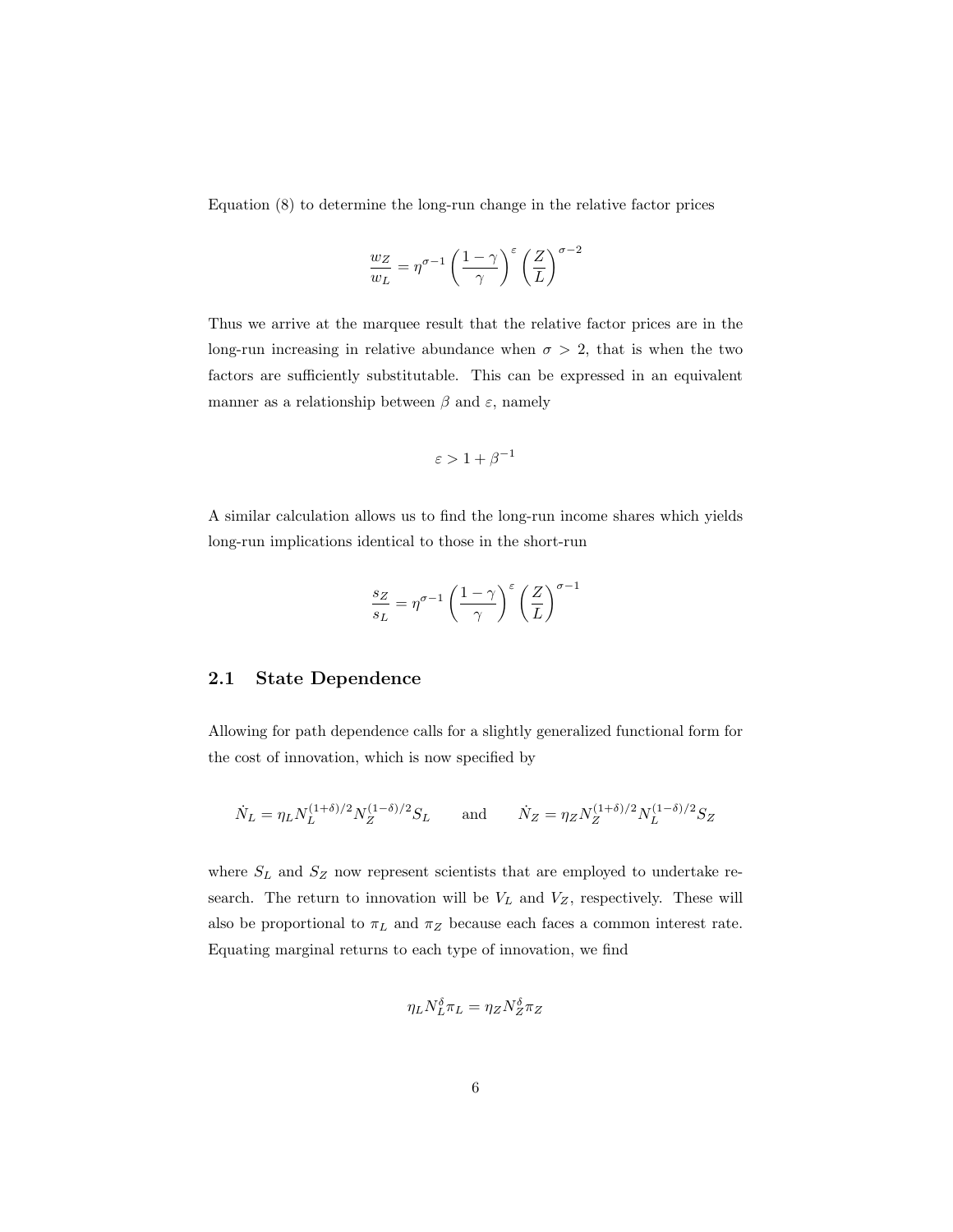Equation (8) to determine the long-run change in the relative factor prices

$$\frac{w_Z}{w_L} = \eta^{\sigma-1} \left(\frac{1-\gamma}{\gamma}\right)^{\varepsilon} \left(\frac{Z}{L}\right)^{\sigma-2}$$

Thus we arrive at the marquee result that the relative factor prices are in the long-run increasing in relative abundance when $\sigma > 2$, that is when the two factors are sufficiently substitutable. This can be expressed in an equivalent manner as a relationship between $\beta$ and $\varepsilon$, namely

$$\varepsilon > 1 + \beta^{-1}$$

A similar calculation allows us to find the long-run income shares which yields long-run implications identical to those in the short-run

$$\frac{s_Z}{s_L} = \eta^{\sigma-1} \left(\frac{1-\gamma}{\gamma}\right)^{\varepsilon} \left(\frac{Z}{L}\right)^{\sigma-1}$$

## 2.1 State Dependence

Allowing for path dependence calls for a slightly generalized functional form for the cost of innovation, which is now specified by

$$\dot{N}_L = \eta_L N_L^{(1+\delta)/2} N_Z^{(1-\delta)/2} S_L \qquad \text{and} \qquad \dot{N}_Z = \eta_Z N_Z^{(1+\delta)/2} N_L^{(1-\delta)/2} S_Z$$

where $S_L$ and $S_Z$ now represent scientists that are employed to undertake research. The return to innovation will be $V_L$ and $V_Z$, respectively. These will also be proportional to $\pi_L$ and $\pi_Z$ because each faces a common interest rate. Equating marginal returns to each type of innovation, we find

$$\eta_L N_L^{\delta} \pi_L = \eta_Z N_Z^{\delta} \pi_Z$$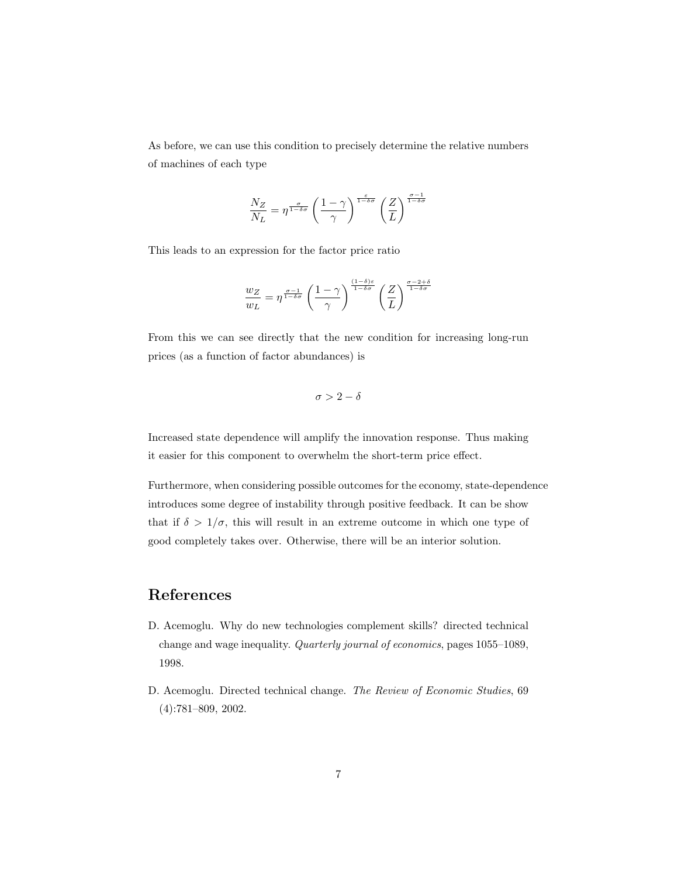As before, we can use this condition to precisely determine the relative numbers of machines of each type

$$\frac{N_Z}{N_L} = \eta^{\frac{\sigma}{1-\delta\sigma}} \left(\frac{1-\gamma}{\gamma}\right)^{\frac{\varepsilon}{1-\delta\sigma}} \left(\frac{Z}{L}\right)^{\frac{\sigma-1}{1-\delta\sigma}}$$

This leads to an expression for the factor price ratio

$$\frac{w_Z}{w_L} = \eta^{\frac{\sigma-1}{1-\delta\sigma}} \left(\frac{1-\gamma}{\gamma}\right)^{\frac{(1-\delta)\varepsilon}{1-\delta\sigma}} \left(\frac{Z}{L}\right)^{\frac{\sigma-2+\delta}{1-\delta\sigma}}$$

From this we can see directly that the new condition for increasing long-run prices (as a function of factor abundances) is

$$\sigma > 2 - \delta$$

Increased state dependence will amplify the innovation response. Thus making it easier for this component to overwhelm the short-term price effect.

Furthermore, when considering possible outcomes for the economy, state-dependence introduces some degree of instability through positive feedback. It can be show that if $\delta > 1/\sigma$, this will result in an extreme outcome in which one type of good completely takes over. Otherwise, there will be an interior solution.

## References

D. Acemoglu. Why do new technologies complement skills? directed technical change and wage inequality. *Quarterly journal of economics*, pages 1055–1089, 1998.

D. Acemoglu. Directed technical change. *The Review of Economic Studies*, 69 (4):781–809, 2002.